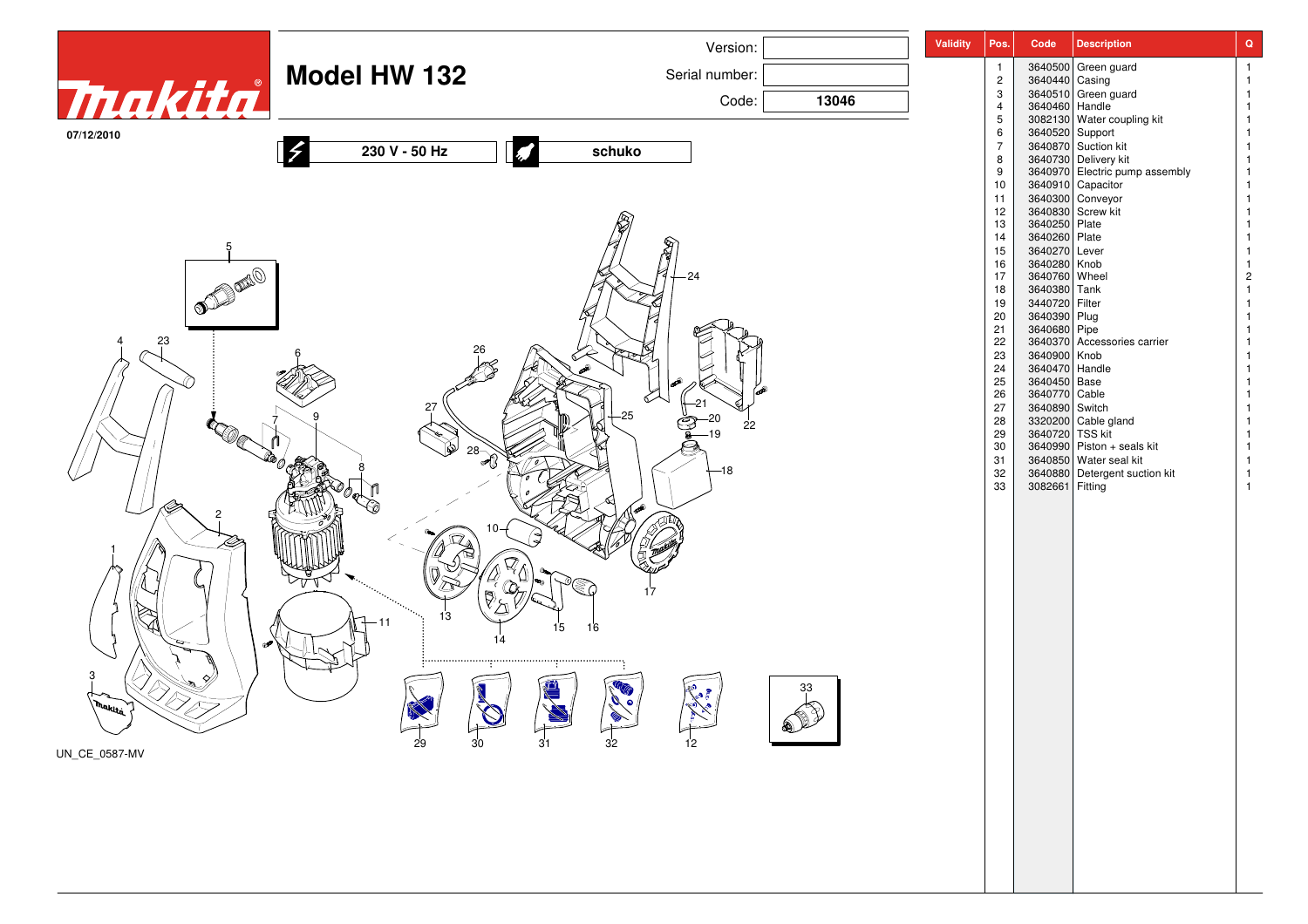# Model HW 132

07/12/2010

Version: 

Serial number: 

Code: **13046**

**230 V - 50 Hz** | **schuko**

UN_CE_0587-MV

| Validity | Pos. | Code | Description | Q |
|---|---|---|---|---|
| | 1 | 3640500 | Green guard | 1 |
| | 2 | 3640440 | Casing | 1 |
| | 3 | 3640510 | Green guard | 1 |
| | 4 | 3640460 | Handle | 1 |
| | 5 | 3082130 | Water coupling kit | 1 |
| | 6 | 3640520 | Support | 1 |
| | 7 | 3640870 | Suction kit | 1 |
| | 8 | 3640730 | Delivery kit | 1 |
| | 9 | 3640970 | Electric pump assembly | 1 |
| | 10 | 3640910 | Capacitor | 1 |
| | 11 | 3640300 | Conveyor | 1 |
| | 12 | 3640830 | Screw kit | 1 |
| | 13 | 3640250 | Plate | 1 |
| | 14 | 3640260 | Plate | 1 |
| | 15 | 3640270 | Lever | 1 |
| | 16 | 3640280 | Knob | 1 |
| | 17 | 3640760 | Wheel | 2 |
| | 18 | 3640380 | Tank | 1 |
| | 19 | 3440720 | Filter | 1 |
| | 20 | 3640390 | Plug | 1 |
| | 21 | 3640680 | Pipe | 1 |
| | 22 | 3640370 | Accessories carrier | 1 |
| | 23 | 3640900 | Knob | 1 |
| | 24 | 3640470 | Handle | 1 |
| | 25 | 3640450 | Base | 1 |
| | 26 | 3640770 | Cable | 1 |
| | 27 | 3640890 | Switch | 1 |
| | 28 | 3320200 | Cable gland | 1 |
| | 29 | 3640720 | TSS kit | 1 |
| | 30 | 3640990 | Piston + seals kit | 1 |
| | 31 | 3640850 | Water seal kit | 1 |
| | 32 | 3640880 | Detergent suction kit | 1 |
| | 33 | 3082661 | Fitting | 1 |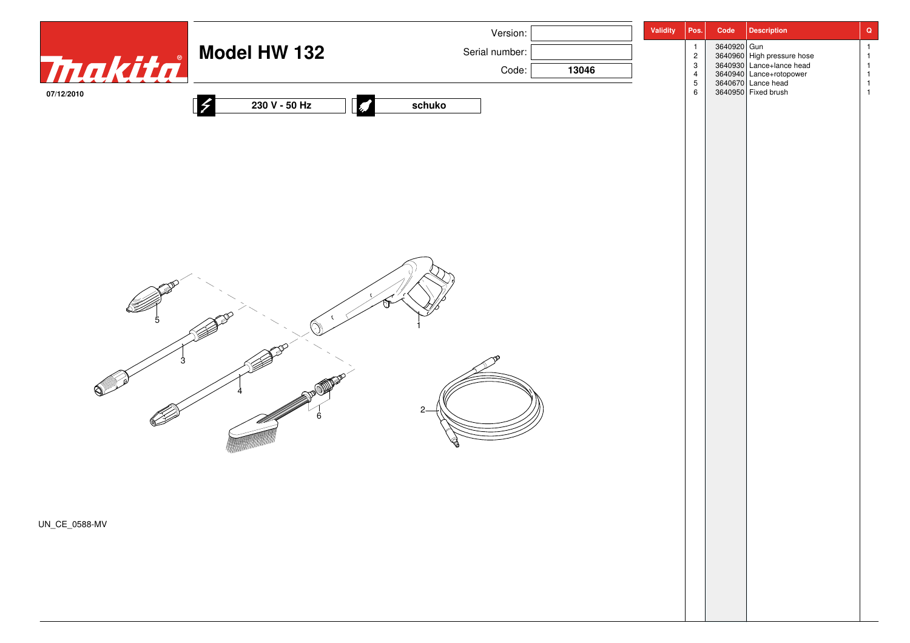# Model HW 132

07/12/2010

Version:

Serial number:

Code: **13046**

**230 V - 50 Hz**

**schuko**

UN_CE_0588-MV

| Validity | Pos. | Code | Description | Q |
|---|---|---|---|---|
| | 1 | 3640920 | Gun | 1 |
| | 2 | 3640960 | High pressure hose | 1 |
| | 3 | 3640930 | Lance+lance head | 1 |
| | 4 | 3640940 | Lance+rotopower | 1 |
| | 5 | 3640670 | Lance head | 1 |
| | 6 | 3640950 | Fixed brush | 1 |